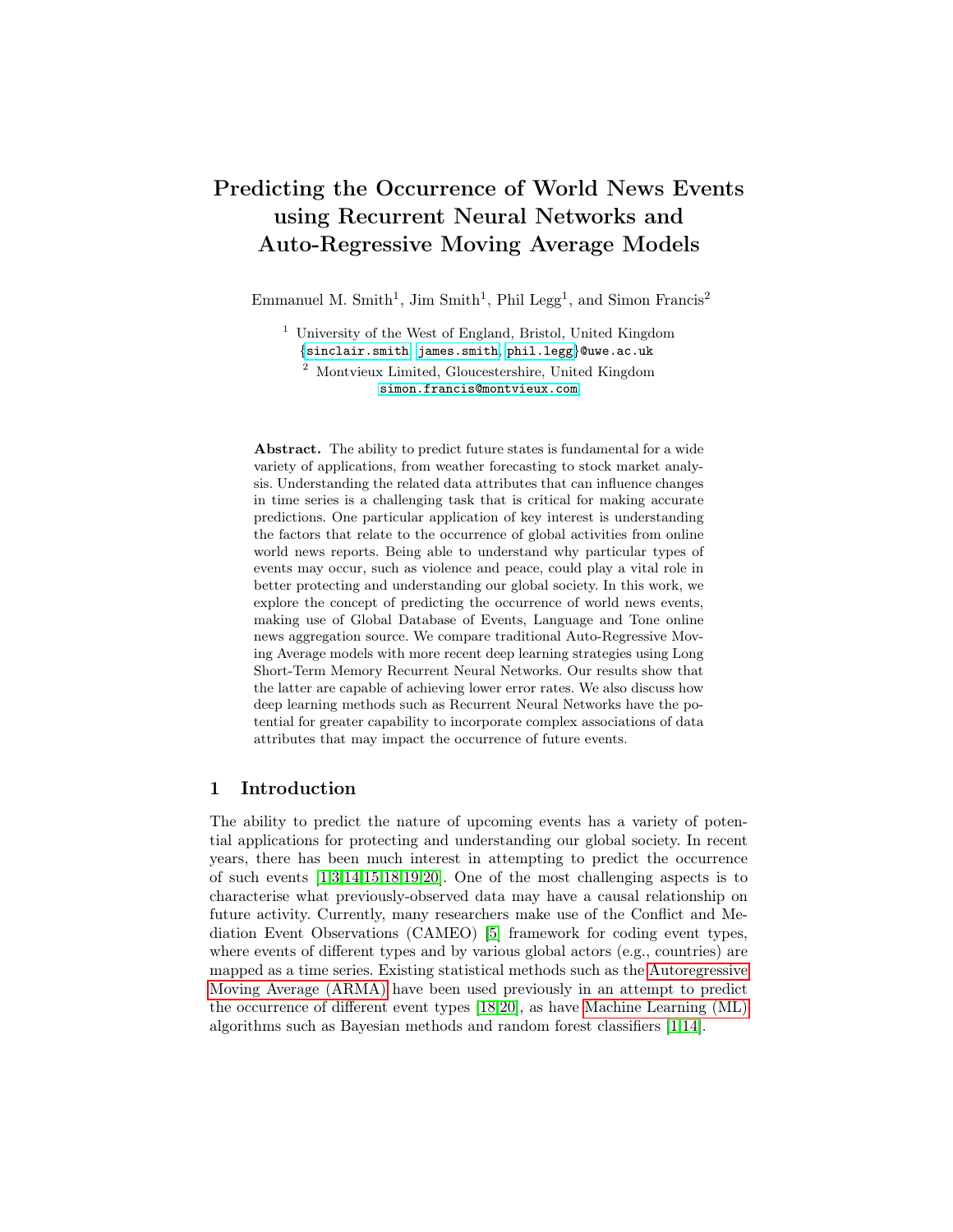# Predicting the Occurrence of World News Events using Recurrent Neural Networks and Auto-Regressive Moving Average Models

Emmanuel M. Smith[1], Jim Smith[1], Phil Legg[1], and Simon Francis[2]

[1] University of the West of England, Bristol, United Kingdom
{sinclair.smith, james.smith, phil.legg}@uwe.ac.uk

[2] Montvieux Limited, Gloucestershire, United Kingdom
simon.francis@montvieux.com

**Abstract.** The ability to predict future states is fundamental for a wide variety of applications, from weather forecasting to stock market analysis. Understanding the related data attributes that can influence changes in time series is a challenging task that is critical for making accurate predictions. One particular application of key interest is understanding the factors that relate to the occurrence of global activities from online world news reports. Being able to understand why particular types of events may occur, such as violence and peace, could play a vital role in better protecting and understanding our global society. In this work, we explore the concept of predicting the occurrence of world news events, making use of Global Database of Events, Language and Tone online news aggregation source. We compare traditional Auto-Regressive Moving Average models with more recent deep learning strategies using Long Short-Term Memory Recurrent Neural Networks. Our results show that the latter are capable of achieving lower error rates. We also discuss how deep learning methods such as Recurrent Neural Networks have the potential for greater capability to incorporate complex associations of data attributes that may impact the occurrence of future events.

## 1 Introduction

The ability to predict the nature of upcoming events has a variety of potential applications for protecting and understanding our global society. In recent years, there has been much interest in attempting to predict the occurrence of such events [1,3,14,15,18,19,20]. One of the most challenging aspects is to characterise what previously-observed data may have a causal relationship on future activity. Currently, many researchers make use of the Conflict and Mediation Event Observations (CAMEO) [5] framework for coding event types, where events of different types and by various global actors (e.g., countries) are mapped as a time series. Existing statistical methods such as the Autoregressive Moving Average (ARMA) have been used previously in an attempt to predict the occurrence of different event types [18,20], as have Machine Learning (ML) algorithms such as Bayesian methods and random forest classifiers [1,14].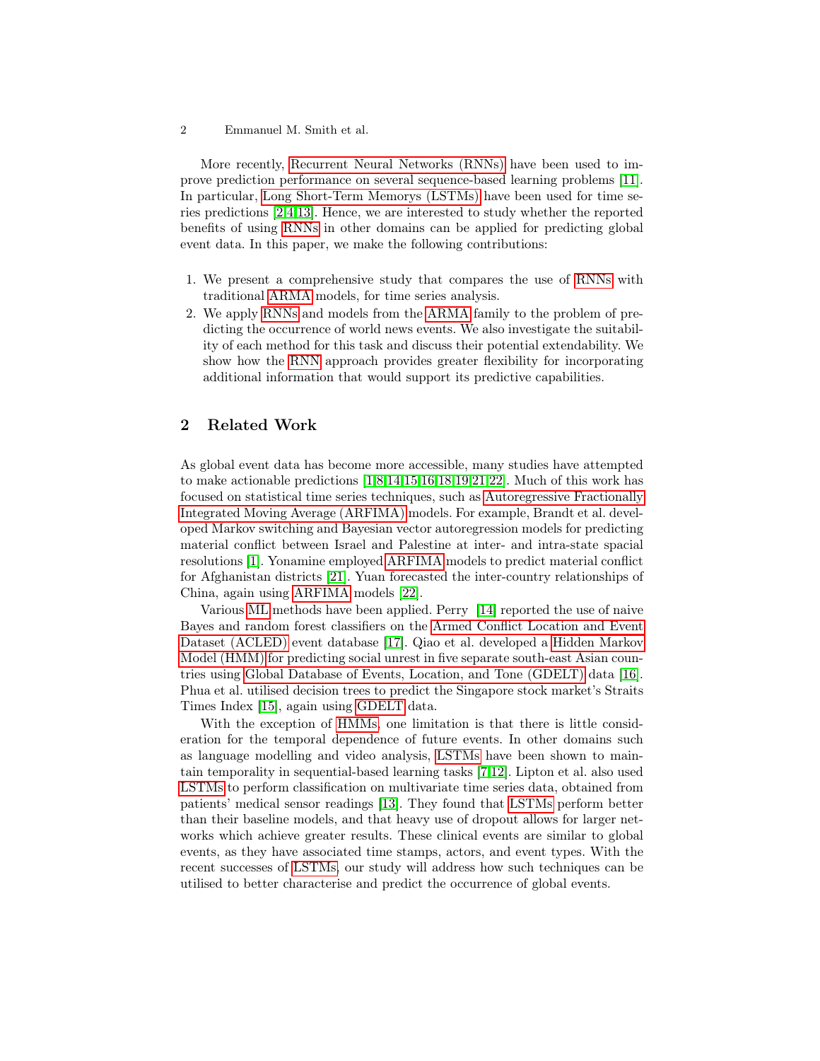More recently, Recurrent Neural Networks (RNNs) have been used to improve prediction performance on several sequence-based learning problems [11]. In particular, Long Short-Term Memorys (LSTMs) have been used for time series predictions [2,4,13]. Hence, we are interested to study whether the reported benefits of using RNNs in other domains can be applied for predicting global event data. In this paper, we make the following contributions:

1. We present a comprehensive study that compares the use of RNNs with traditional ARMA models, for time series analysis.
2. We apply RNNs and models from the ARMA family to the problem of predicting the occurrence of world news events. We also investigate the suitability of each method for this task and discuss their potential extendability. We show how the RNN approach provides greater flexibility for incorporating additional information that would support its predictive capabilities.

## 2 Related Work

As global event data has become more accessible, many studies have attempted to make actionable predictions [1,8,14,15,16,18,19,21,22]. Much of this work has focused on statistical time series techniques, such as Autoregressive Fractionally Integrated Moving Average (ARFIMA) models. For example, Brandt et al. developed Markov switching and Bayesian vector autoregression models for predicting material conflict between Israel and Palestine at inter- and intra-state spacial resolutions [1]. Yonamine employed ARFIMA models to predict material conflict for Afghanistan districts [21]. Yuan forecasted the inter-country relationships of China, again using ARFIMA models [22].

Various ML methods have been applied. Perry [14] reported the use of naive Bayes and random forest classifiers on the Armed Conflict Location and Event Dataset (ACLED) event database [17]. Qiao et al. developed a Hidden Markov Model (HMM) for predicting social unrest in five separate south-east Asian countries using Global Database of Events, Location, and Tone (GDELT) data [16]. Phua et al. utilised decision trees to predict the Singapore stock market's Straits Times Index [15], again using GDELT data.

With the exception of HMMs, one limitation is that there is little consideration for the temporal dependence of future events. In other domains such as language modelling and video analysis, LSTMs have been shown to maintain temporality in sequential-based learning tasks [7,12]. Lipton et al. also used LSTMs to perform classification on multivariate time series data, obtained from patients' medical sensor readings [13]. They found that LSTMs perform better than their baseline models, and that heavy use of dropout allows for larger networks which achieve greater results. These clinical events are similar to global events, as they have associated time stamps, actors, and event types. With the recent successes of LSTMs, our study will address how such techniques can be utilised to better characterise and predict the occurrence of global events.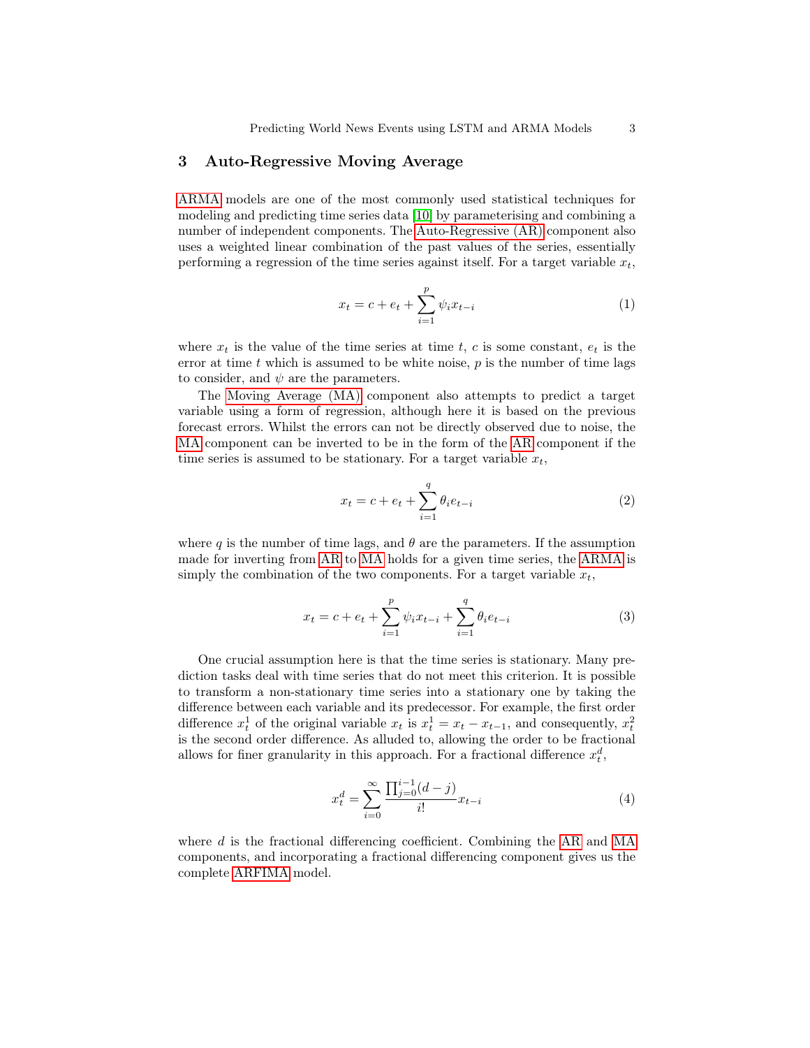## 3 Auto-Regressive Moving Average

ARMA models are one of the most commonly used statistical techniques for modeling and predicting time series data [10] by parameterising and combining a number of independent components. The Auto-Regressive (AR) component also uses a weighted linear combination of the past values of the series, essentially performing a regression of the time series against itself. For a target variable $x_t$,

$$x_t = c + e_t + \sum_{i=1}^{p} \psi_i x_{t-i} \tag{1}$$

where $x_t$ is the value of the time series at time $t$, $c$ is some constant, $e_t$ is the error at time $t$ which is assumed to be white noise, $p$ is the number of time lags to consider, and $\psi$ are the parameters.

The Moving Average (MA) component also attempts to predict a target variable using a form of regression, although here it is based on the previous forecast errors. Whilst the errors can not be directly observed due to noise, the MA component can be inverted to be in the form of the AR component if the time series is assumed to be stationary. For a target variable $x_t$,

$$x_t = c + e_t + \sum_{i=1}^{q} \theta_i e_{t-i} \tag{2}$$

where $q$ is the number of time lags, and $\theta$ are the parameters. If the assumption made for inverting from AR to MA holds for a given time series, the ARMA is simply the combination of the two components. For a target variable $x_t$,

$$x_t = c + e_t + \sum_{i=1}^{p} \psi_i x_{t-i} + \sum_{i=1}^{q} \theta_i e_{t-i} \tag{3}$$

One crucial assumption here is that the time series is stationary. Many prediction tasks deal with time series that do not meet this criterion. It is possible to transform a non-stationary time series into a stationary one by taking the difference between each variable and its predecessor. For example, the first order difference $x_t^1$ of the original variable $x_t$ is $x_t^1 = x_t - x_{t-1}$, and consequently, $x_t^2$ is the second order difference. As alluded to, allowing the order to be fractional allows for finer granularity in this approach. For a fractional difference $x_t^d$,

$$x_t^d = \sum_{i=0}^{\infty} \frac{\prod_{j=0}^{i-1}(d-j)}{i!} x_{t-i} \tag{4}$$

where $d$ is the fractional differencing coefficient. Combining the AR and MA components, and incorporating a fractional differencing component gives us the complete ARFIMA model.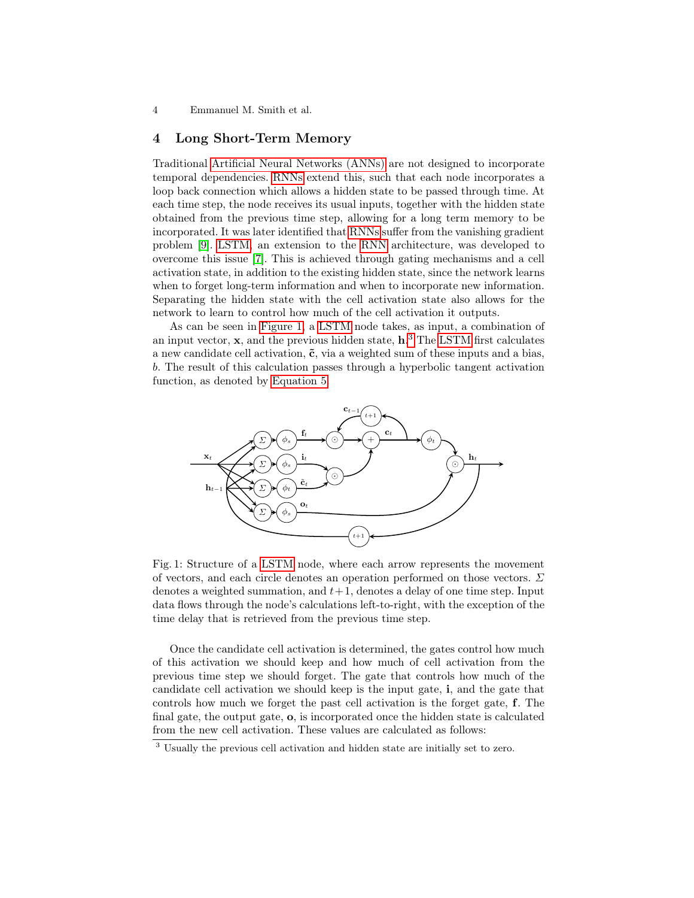## 4 Long Short-Term Memory

Traditional Artificial Neural Networks (ANNs) are not designed to incorporate temporal dependencies. RNNs extend this, such that each node incorporates a loop back connection which allows a hidden state to be passed through time. At each time step, the node receives its usual inputs, together with the hidden state obtained from the previous time step, allowing for a long term memory to be incorporated. It was later identified that RNNs suffer from the vanishing gradient problem [9]. LSTM, an extension to the RNN architecture, was developed to overcome this issue [7]. This is achieved through gating mechanisms and a cell activation state, in addition to the existing hidden state, since the network learns when to forget long-term information and when to incorporate new information. Separating the hidden state with the cell activation state also allows for the network to learn to control how much of the cell activation it outputs.

As can be seen in Figure 1, a LSTM node takes, as input, a combination of an input vector, $\mathbf{x}$, and the previous hidden state, $\mathbf{h}$.[3] The LSTM first calculates a new candidate cell activation, $\tilde{\mathbf{c}}$, via a weighted sum of these inputs and a bias, $b$. The result of this calculation passes through a hyperbolic tangent activation function, as denoted by Equation 5.

Fig. 1: Structure of a LSTM node, where each arrow represents the movement of vectors, and each circle denotes an operation performed on those vectors. $\Sigma$ denotes a weighted summation, and $t+1$, denotes a delay of one time step. Input data flows through the node's calculations left-to-right, with the exception of the time delay that is retrieved from the previous time step.

Once the candidate cell activation is determined, the gates control how much of this activation we should keep and how much of cell activation from the previous time step we should forget. The gate that controls how much of the candidate cell activation we should keep is the input gate, $\mathbf{i}$, and the gate that controls how much we forget the past cell activation is the forget gate, $\mathbf{f}$. The final gate, the output gate, $\mathbf{o}$, is incorporated once the hidden state is calculated from the new cell activation. These values are calculated as follows:

[3] Usually the previous cell activation and hidden state are initially set to zero.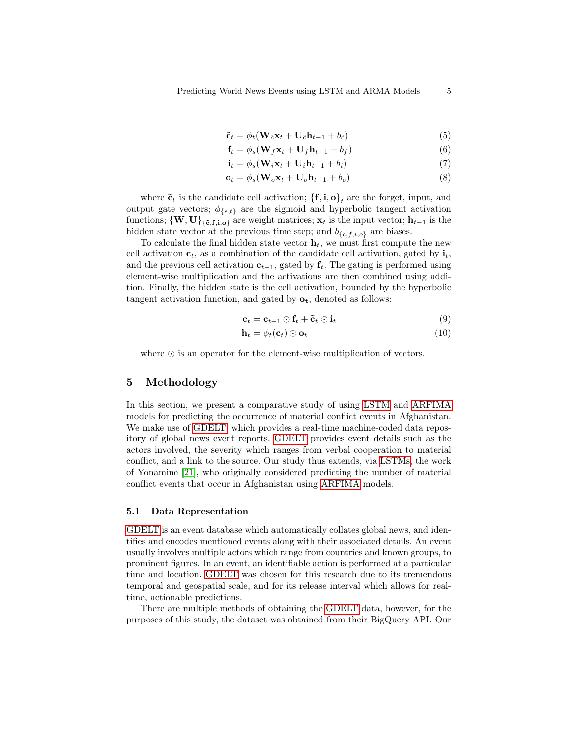$$\tilde{\mathbf{c}}_t = \phi_t(\mathbf{W}_{\tilde{c}}\mathbf{x}_t + \mathbf{U}_{\tilde{c}}\mathbf{h}_{t-1} + b_{\tilde{c}}) \tag{5}$$

$$\mathbf{f}_t = \phi_s(\mathbf{W}_f\mathbf{x}_t + \mathbf{U}_f\mathbf{h}_{t-1} + b_f) \tag{6}$$

$$\mathbf{i}_t = \phi_s(\mathbf{W}_i\mathbf{x}_t + \mathbf{U}_i\mathbf{h}_{t-1} + b_i) \tag{7}$$

$$\mathbf{o}_t = \phi_s(\mathbf{W}_o\mathbf{x}_t + \mathbf{U}_o\mathbf{h}_{t-1} + b_o) \tag{8}$$

where $\tilde{\mathbf{c}}_t$ is the candidate cell activation; $\{\mathbf{f}, \mathbf{i}, \mathbf{o}\}_t$ are the forget, input, and output gate vectors; $\phi_{\{s,t\}}$ are the sigmoid and hyperbolic tangent activation functions; $\{\mathbf{W}, \mathbf{U}\}_{\{\tilde{\mathbf{c}},\mathbf{f},\mathbf{i},\mathbf{o}\}}$ are weight matrices; $\mathbf{x}_t$ is the input vector; $\mathbf{h}_{t-1}$ is the hidden state vector at the previous time step; and $b_{\{\tilde{c},f,i,o\}}$ are biases.

To calculate the final hidden state vector $\mathbf{h}_t$, we must first compute the new cell activation $\mathbf{c}_t$, as a combination of the candidate cell activation, gated by $\mathbf{i}_t$, and the previous cell activation $\mathbf{c}_{t-1}$, gated by $\mathbf{f}_t$. The gating is performed using element-wise multiplication and the activations are then combined using addition. Finally, the hidden state is the cell activation, bounded by the hyperbolic tangent activation function, and gated by $\mathbf{o_t}$, denoted as follows:

$$\mathbf{c}_t = \mathbf{c}_{t-1} \odot \mathbf{f}_t + \tilde{\mathbf{c}}_t \odot \mathbf{i}_t \tag{9}$$

$$\mathbf{h}_t = \phi_t(\mathbf{c}_t) \odot \mathbf{o}_t \tag{10}$$

where $\odot$ is an operator for the element-wise multiplication of vectors.

## 5 Methodology

In this section, we present a comparative study of using LSTM and ARFIMA models for predicting the occurrence of material conflict events in Afghanistan. We make use of GDELT, which provides a real-time machine-coded data repository of global news event reports. GDELT provides event details such as the actors involved, the severity which ranges from verbal cooperation to material conflict, and a link to the source. Our study thus extends, via LSTMs, the work of Yonamine [21], who originally considered predicting the number of material conflict events that occur in Afghanistan using ARFIMA models.

### 5.1 Data Representation

GDELT is an event database which automatically collates global news, and identifies and encodes mentioned events along with their associated details. An event usually involves multiple actors which range from countries and known groups, to prominent figures. In an event, an identifiable action is performed at a particular time and location. GDELT was chosen for this research due to its tremendous temporal and geospatial scale, and for its release interval which allows for real-time, actionable predictions.

There are multiple methods of obtaining the GDELT data, however, for the purposes of this study, the dataset was obtained from their BigQuery API. Our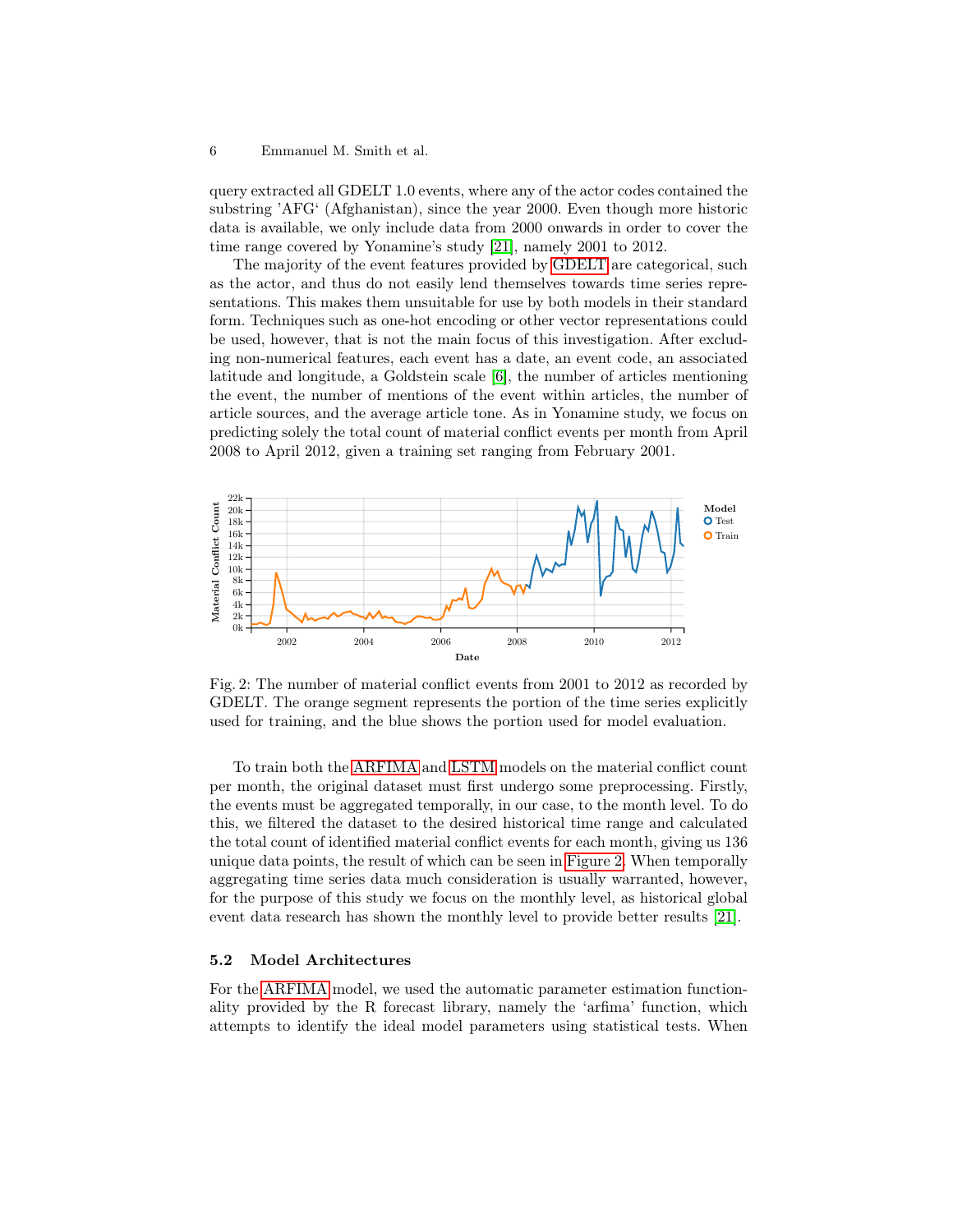query extracted all GDELT 1.0 events, where any of the actor codes contained the substring 'AFG' (Afghanistan), since the year 2000. Even though more historic data is available, we only include data from 2000 onwards in order to cover the time range covered by Yonamine's study [21], namely 2001 to 2012.

The majority of the event features provided by GDELT are categorical, such as the actor, and thus do not easily lend themselves towards time series representations. This makes them unsuitable for use by both models in their standard form. Techniques such as one-hot encoding or other vector representations could be used, however, that is not the main focus of this investigation. After excluding non-numerical features, each event has a date, an event code, an associated latitude and longitude, a Goldstein scale [6], the number of articles mentioning the event, the number of mentions of the event within articles, the number of article sources, and the average article tone. As in Yonamine study, we focus on predicting solely the total count of material conflict events per month from April 2008 to April 2012, given a training set ranging from February 2001.

Fig. 2: The number of material conflict events from 2001 to 2012 as recorded by GDELT. The orange segment represents the portion of the time series explicitly used for training, and the blue shows the portion used for model evaluation.

To train both the ARFIMA and LSTM models on the material conflict count per month, the original dataset must first undergo some preprocessing. Firstly, the events must be aggregated temporally, in our case, to the month level. To do this, we filtered the dataset to the desired historical time range and calculated the total count of identified material conflict events for each month, giving us 136 unique data points, the result of which can be seen in Figure 2. When temporally aggregating time series data much consideration is usually warranted, however, for the purpose of this study we focus on the monthly level, as historical global event data research has shown the monthly level to provide better results [21].

### 5.2 Model Architectures

For the ARFIMA model, we used the automatic parameter estimation functionality provided by the R forecast library, namely the 'arfima' function, which attempts to identify the ideal model parameters using statistical tests. When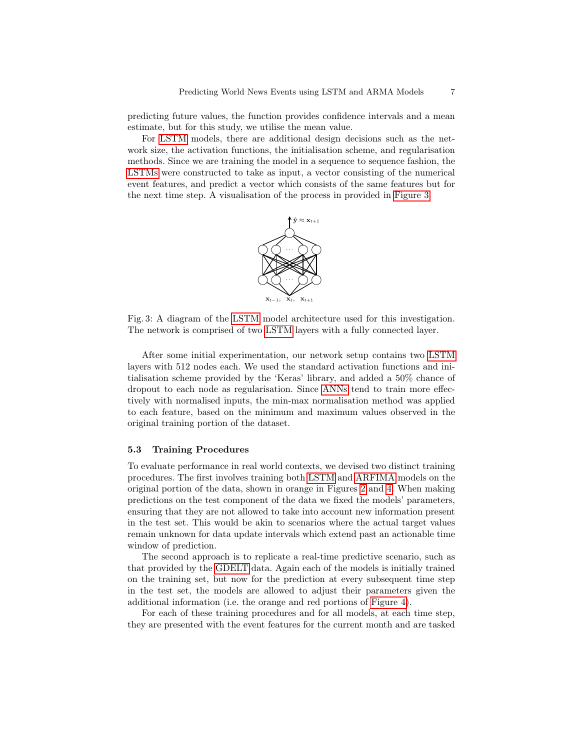predicting future values, the function provides confidence intervals and a mean estimate, but for this study, we utilise the mean value.

For LSTM models, there are additional design decisions such as the network size, the activation functions, the initialisation scheme, and regularisation methods. Since we are training the model in a sequence to sequence fashion, the LSTMs were constructed to take as input, a vector consisting of the numerical event features, and predict a vector which consists of the same features but for the next time step. A visualisation of the process in provided in Figure 3.

$\hat{\mathbf{y}} \approx \mathbf{x}_{t+1}$

$\mathbf{x}_{t-1}, \ \mathbf{x}_t, \ \mathbf{x}_{t+1}$

Fig. 3: A diagram of the LSTM model architecture used for this investigation. The network is comprised of two LSTM layers with a fully connected layer.

After some initial experimentation, our network setup contains two LSTM layers with 512 nodes each. We used the standard activation functions and initialisation scheme provided by the 'Keras' library, and added a 50% chance of dropout to each node as regularisation. Since ANNs tend to train more effectively with normalised inputs, the min-max normalisation method was applied to each feature, based on the minimum and maximum values observed in the original training portion of the dataset.

### 5.3 Training Procedures

To evaluate performance in real world contexts, we devised two distinct training procedures. The first involves training both LSTM and ARFIMA models on the original portion of the data, shown in orange in Figures 2 and 4. When making predictions on the test component of the data we fixed the models' parameters, ensuring that they are not allowed to take into account new information present in the test set. This would be akin to scenarios where the actual target values remain unknown for data update intervals which extend past an actionable time window of prediction.

The second approach is to replicate a real-time predictive scenario, such as that provided by the GDELT data. Again each of the models is initially trained on the training set, but now for the prediction at every subsequent time step in the test set, the models are allowed to adjust their parameters given the additional information (i.e. the orange and red portions of Figure 4).

For each of these training procedures and for all models, at each time step, they are presented with the event features for the current month and are tasked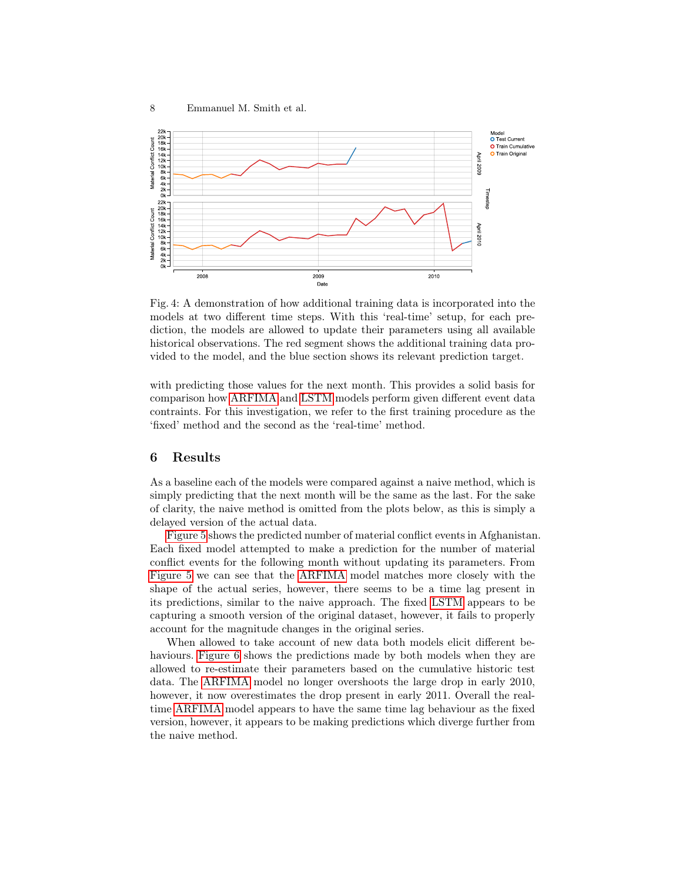Fig. 4: A demonstration of how additional training data is incorporated into the models at two different time steps. With this 'real-time' setup, for each prediction, the models are allowed to update their parameters using all available historical observations. The red segment shows the additional training data provided to the model, and the blue section shows its relevant prediction target.

with predicting those values for the next month. This provides a solid basis for comparison how ARFIMA and LSTM models perform given different event data contraints. For this investigation, we refer to the first training procedure as the 'fixed' method and the second as the 'real-time' method.

## 6 Results

As a baseline each of the models were compared against a naive method, which is simply predicting that the next month will be the same as the last. For the sake of clarity, the naive method is omitted from the plots below, as this is simply a delayed version of the actual data.

Figure 5 shows the predicted number of material conflict events in Afghanistan. Each fixed model attempted to make a prediction for the number of material conflict events for the following month without updating its parameters. From Figure 5 we can see that the ARFIMA model matches more closely with the shape of the actual series, however, there seems to be a time lag present in its predictions, similar to the naive approach. The fixed LSTM appears to be capturing a smooth version of the original dataset, however, it fails to properly account for the magnitude changes in the original series.

When allowed to take account of new data both models elicit different behaviours. Figure 6 shows the predictions made by both models when they are allowed to re-estimate their parameters based on the cumulative historic test data. The ARFIMA model no longer overshoots the large drop in early 2010, however, it now overestimates the drop present in early 2011. Overall the real-time ARFIMA model appears to have the same time lag behaviour as the fixed version, however, it appears to be making predictions which diverge further from the naive method.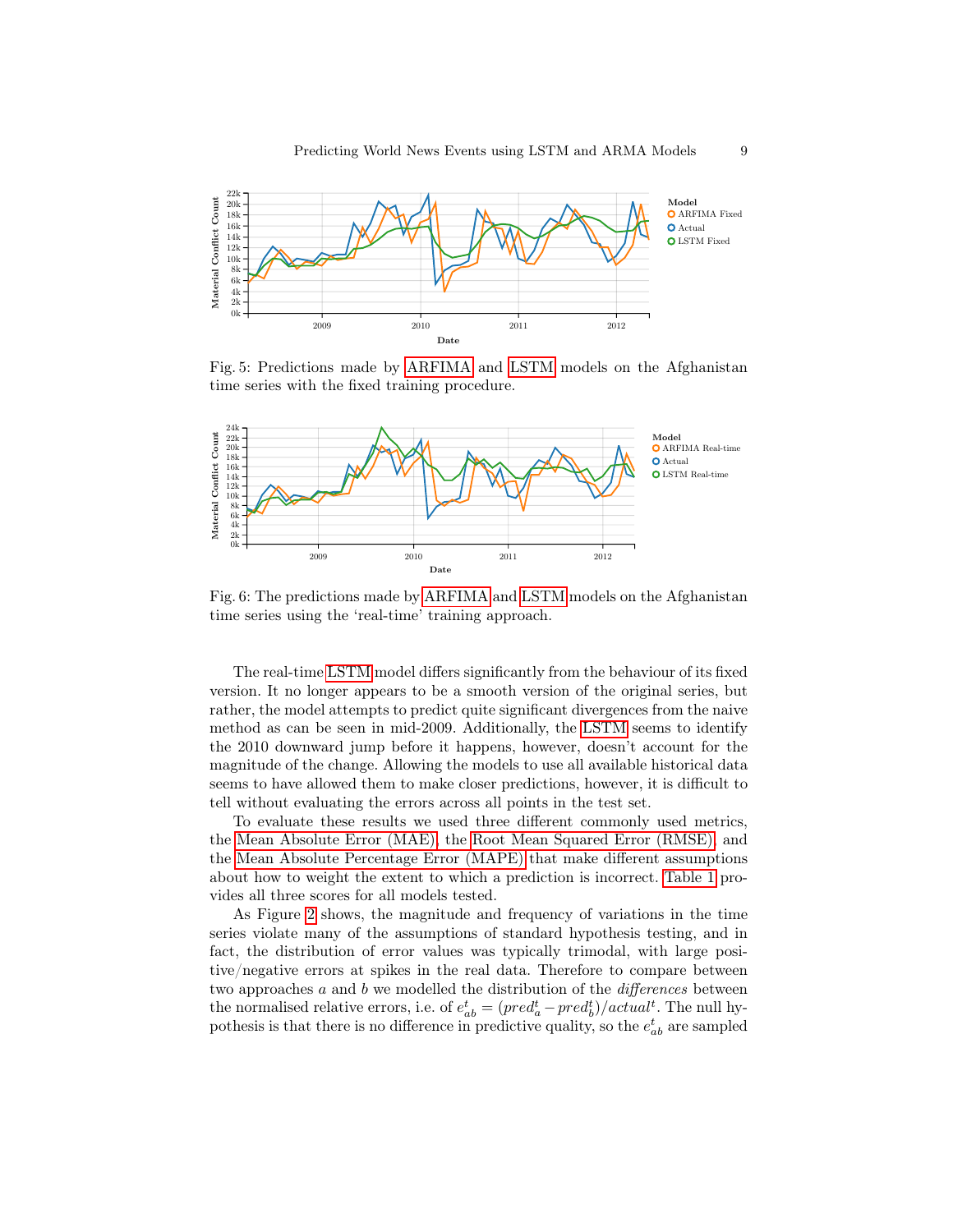Fig. 5: Predictions made by ARFIMA and LSTM models on the Afghanistan time series with the fixed training procedure.

Fig. 6: The predictions made by ARFIMA and LSTM models on the Afghanistan time series using the 'real-time' training approach.

The real-time LSTM model differs significantly from the behaviour of its fixed version. It no longer appears to be a smooth version of the original series, but rather, the model attempts to predict quite significant divergences from the naive method as can be seen in mid-2009. Additionally, the LSTM seems to identify the 2010 downward jump before it happens, however, doesn't account for the magnitude of the change. Allowing the models to use all available historical data seems to have allowed them to make closer predictions, however, it is difficult to tell without evaluating the errors across all points in the test set.

To evaluate these results we used three different commonly used metrics, the Mean Absolute Error (MAE), the Root Mean Squared Error (RMSE), and the Mean Absolute Percentage Error (MAPE) that make different assumptions about how to weight the extent to which a prediction is incorrect. Table 1 provides all three scores for all models tested.

As Figure 2 shows, the magnitude and frequency of variations in the time series violate many of the assumptions of standard hypothesis testing, and in fact, the distribution of error values was typically trimodal, with large positive/negative errors at spikes in the real data. Therefore to compare between two approaches $a$ and $b$ we modelled the distribution of the *differences* between the normalised relative errors, i.e. of $e^t_{ab} = (pred^t_a - pred^t_b)/actual^t$. The null hypothesis is that there is no difference in predictive quality, so the $e^t_{ab}$ are sampled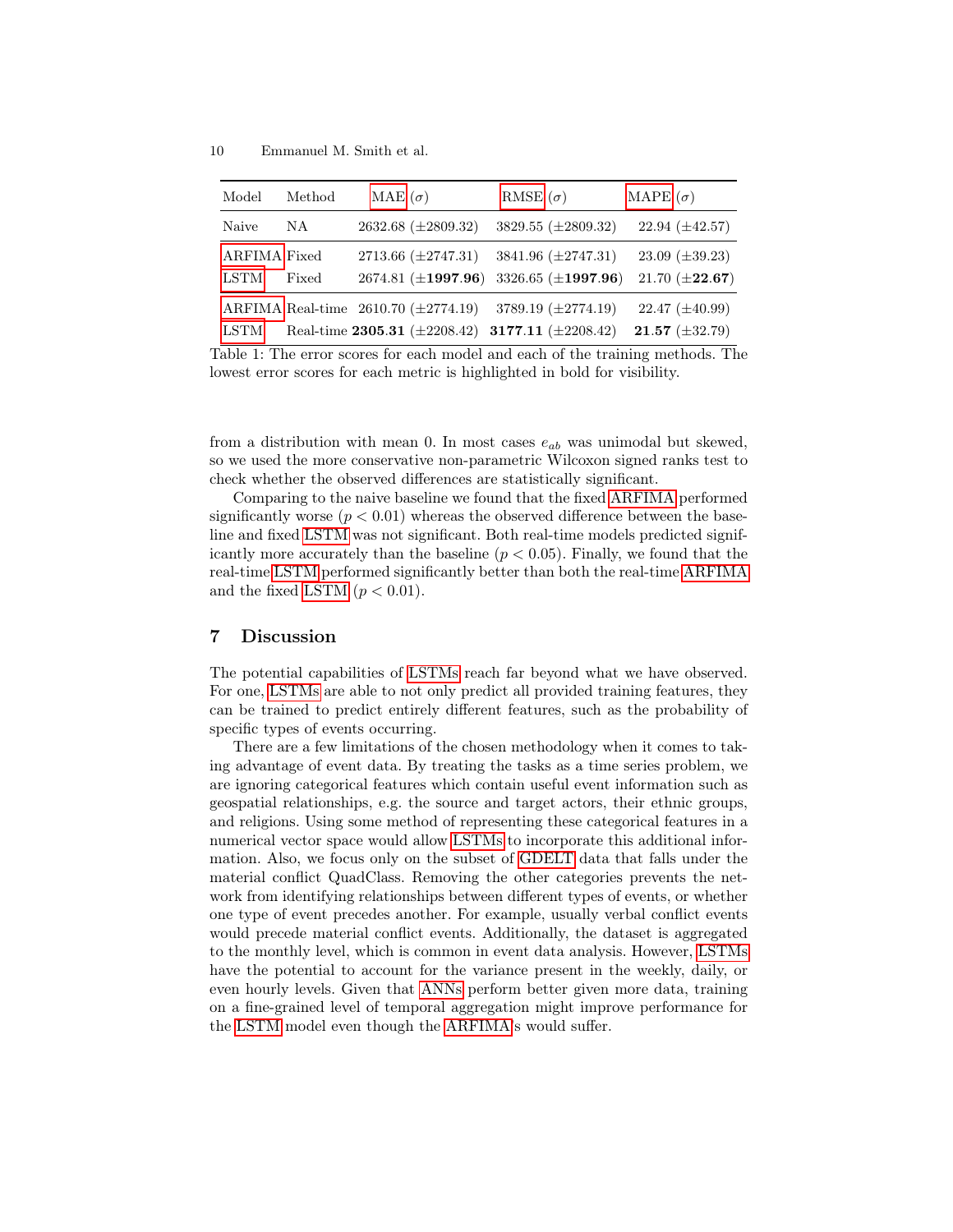| Model | Method | MAE ($\sigma$) | RMSE ($\sigma$) | MAPE ($\sigma$) |
|---|---|---|---|---|
| Naive | NA | 2632.68 ($\pm$2809.32) | 3829.55 ($\pm$2809.32) | 22.94 ($\pm$42.57) |
| ARFIMA | Fixed | 2713.66 ($\pm$2747.31) | 3841.96 ($\pm$2747.31) | 23.09 ($\pm$39.23) |
| LSTM | Fixed | 2674.81 ($\pm$**1997.96**) | 3326.65 ($\pm$**1997.96**) | 21.70 ($\pm$**22.67**) |
| ARFIMA | Real-time | 2610.70 ($\pm$2774.19) | 3789.19 ($\pm$2774.19) | 22.47 ($\pm$40.99) |
| LSTM | Real-time | **2305.31** ($\pm$2208.42) | **3177.11** ($\pm$2208.42) | **21.57** ($\pm$32.79) |

Table 1: The error scores for each model and each of the training methods. The lowest error scores for each metric is highlighted in bold for visibility.

from a distribution with mean 0. In most cases $e_{ab}$ was unimodal but skewed, so we used the more conservative non-parametric Wilcoxon signed ranks test to check whether the observed differences are statistically significant.

Comparing to the naive baseline we found that the fixed ARFIMA performed significantly worse ($p < 0.01$) whereas the observed difference between the baseline and fixed LSTM was not significant. Both real-time models predicted significantly more accurately than the baseline ($p < 0.05$). Finally, we found that the real-time LSTM performed significantly better than both the real-time ARFIMA and the fixed LSTM ($p < 0.01$).

## 7 Discussion

The potential capabilities of LSTMs reach far beyond what we have observed. For one, LSTMs are able to not only predict all provided training features, they can be trained to predict entirely different features, such as the probability of specific types of events occurring.

There are a few limitations of the chosen methodology when it comes to taking advantage of event data. By treating the tasks as a time series problem, we are ignoring categorical features which contain useful event information such as geospatial relationships, e.g. the source and target actors, their ethnic groups, and religions. Using some method of representing these categorical features in a numerical vector space would allow LSTMs to incorporate this additional information. Also, we focus only on the subset of GDELT data that falls under the material conflict QuadClass. Removing the other categories prevents the network from identifying relationships between different types of events, or whether one type of event precedes another. For example, usually verbal conflict events would precede material conflict events. Additionally, the dataset is aggregated to the monthly level, which is common in event data analysis. However, LSTMs have the potential to account for the variance present in the weekly, daily, or even hourly levels. Given that ANNs perform better given more data, training on a fine-grained level of temporal aggregation might improve performance for the LSTM model even though the ARFIMAs would suffer.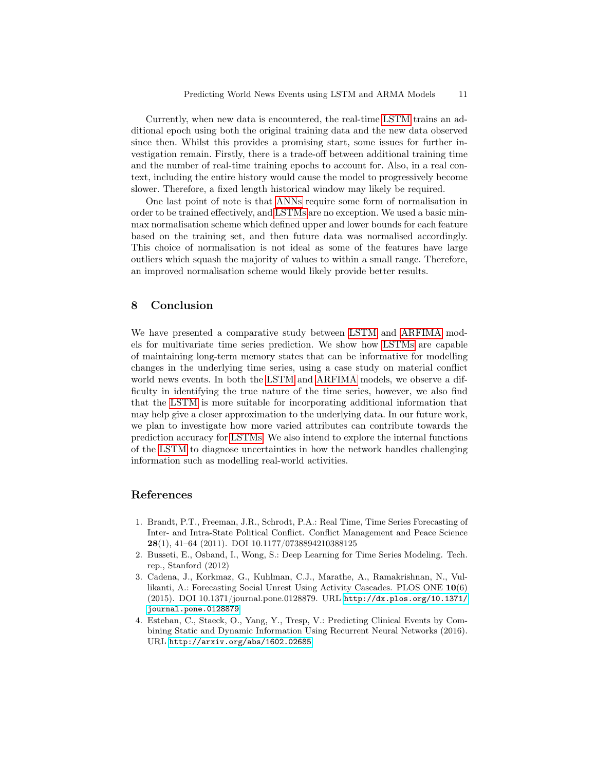Currently, when new data is encountered, the real-time LSTM trains an additional epoch using both the original training data and the new data observed since then. Whilst this provides a promising start, some issues for further investigation remain. Firstly, there is a trade-off between additional training time and the number of real-time training epochs to account for. Also, in a real context, including the entire history would cause the model to progressively become slower. Therefore, a fixed length historical window may likely be required.

One last point of note is that ANNs require some form of normalisation in order to be trained effectively, and LSTMs are no exception. We used a basic min-max normalisation scheme which defined upper and lower bounds for each feature based on the training set, and then future data was normalised accordingly. This choice of normalisation is not ideal as some of the features have large outliers which squash the majority of values to within a small range. Therefore, an improved normalisation scheme would likely provide better results.

## 8 Conclusion

We have presented a comparative study between LSTM and ARFIMA models for multivariate time series prediction. We show how LSTMs are capable of maintaining long-term memory states that can be informative for modelling changes in the underlying time series, using a case study on material conflict world news events. In both the LSTM and ARFIMA models, we observe a difficulty in identifying the true nature of the time series, however, we also find that the LSTM is more suitable for incorporating additional information that may help give a closer approximation to the underlying data. In our future work, we plan to investigate how more varied attributes can contribute towards the prediction accuracy for LSTMs. We also intend to explore the internal functions of the LSTM to diagnose uncertainties in how the network handles challenging information such as modelling real-world activities.

## References

1. Brandt, P.T., Freeman, J.R., Schrodt, P.A.: Real Time, Time Series Forecasting of Inter- and Intra-State Political Conflict. Conflict Management and Peace Science **28**(1), 41–64 (2011). DOI 10.1177/0738894210388125
2. Busseti, E., Osband, I., Wong, S.: Deep Learning for Time Series Modeling. Tech. rep., Stanford (2012)
3. Cadena, J., Korkmaz, G., Kuhlman, C.J., Marathe, A., Ramakrishnan, N., Vullikanti, A.: Forecasting Social Unrest Using Activity Cascades. PLOS ONE **10**(6) (2015). DOI 10.1371/journal.pone.0128879. URL `http://dx.plos.org/10.1371/journal.pone.0128879`
4. Esteban, C., Staeck, O., Yang, Y., Tresp, V.: Predicting Clinical Events by Combining Static and Dynamic Information Using Recurrent Neural Networks (2016). URL `http://arxiv.org/abs/1602.02685`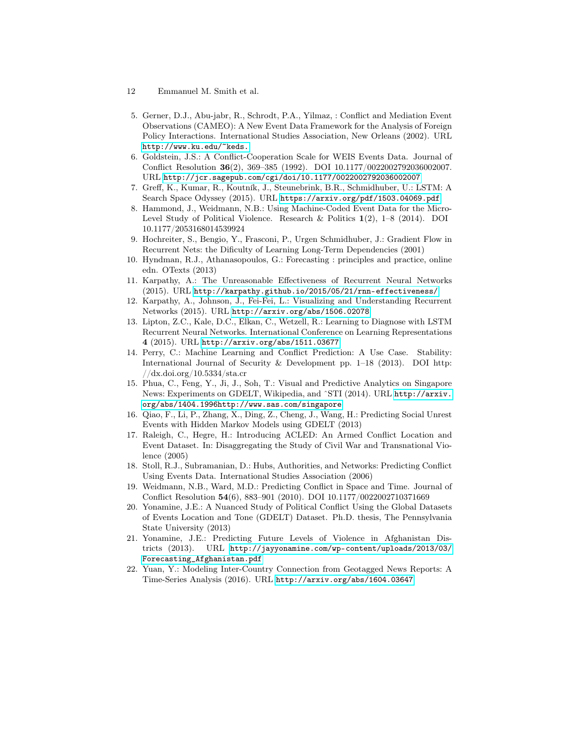5. Gerner, D.J., Abu-jabr, R., Schrodt, P.A., Yilmaz, : Conflict and Mediation Event Observations (CAMEO): A New Event Data Framework for the Analysis of Foreign Policy Interactions. International Studies Association, New Orleans (2002). URL http://www.ku.edu/~keds.
6. Goldstein, J.S.: A Conflict-Cooperation Scale for WEIS Events Data. Journal of Conflict Resolution **36**(2), 369–385 (1992). DOI 10.1177/0022002792036002007. URL http://jcr.sagepub.com/cgi/doi/10.1177/0022002792036002007
7. Greff, K., Kumar, R., Koutník, J., Steunebrink, B.R., Schmidhuber, U.: LSTM: A Search Space Odyssey (2015). URL https://arxiv.org/pdf/1503.04069.pdf
8. Hammond, J., Weidmann, N.B.: Using Machine-Coded Event Data for the Micro-Level Study of Political Violence. Research & Politics **1**(2), 1–8 (2014). DOI 10.1177/2053168014539924
9. Hochreiter, S., Bengio, Y., Frasconi, P., Urgen Schmidhuber, J.: Gradient Flow in Recurrent Nets: the Dificulty of Learning Long-Term Dependencies (2001)
10. Hyndman, R.J., Athanasopoulos, G.: Forecasting : principles and practice, online edn. OTexts (2013)
11. Karpathy, A.: The Unreasonable Effectiveness of Recurrent Neural Networks (2015). URL http://karpathy.github.io/2015/05/21/rnn-effectiveness/
12. Karpathy, A., Johnson, J., Fei-Fei, L.: Visualizing and Understanding Recurrent Networks (2015). URL http://arxiv.org/abs/1506.02078
13. Lipton, Z.C., Kale, D.C., Elkan, C., Wetzell, R.: Learning to Diagnose with LSTM Recurrent Neural Networks. International Conference on Learning Representations **4** (2015). URL http://arxiv.org/abs/1511.03677
14. Perry, C.: Machine Learning and Conflict Prediction: A Use Case. Stability: International Journal of Security & Development pp. 1–18 (2013). DOI http://dx.doi.org/10.5334/sta.cr
15. Phua, C., Feng, Y., Ji, J., Soh, T.: Visual and Predictive Analytics on Singapore News: Experiments on GDELT, Wikipedia, and ˆSTI (2014). URL http://arxiv.org/abs/1404.1996http://www.sas.com/singapore
16. Qiao, F., Li, P., Zhang, X., Ding, Z., Cheng, J., Wang, H.: Predicting Social Unrest Events with Hidden Markov Models using GDELT (2013)
17. Raleigh, C., Hegre, H.: Introducing ACLED: An Armed Conflict Location and Event Dataset. In: Disaggregating the Study of Civil War and Transnational Violence (2005)
18. Stoll, R.J., Subramanian, D.: Hubs, Authorities, and Networks: Predicting Conflict Using Events Data. International Studies Association (2006)
19. Weidmann, N.B., Ward, M.D.: Predicting Conflict in Space and Time. Journal of Conflict Resolution **54**(6), 883–901 (2010). DOI 10.1177/0022002710371669
20. Yonamine, J.E.: A Nuanced Study of Political Conflict Using the Global Datasets of Events Location and Tone (GDELT) Dataset. Ph.D. thesis, The Pennsylvania State University (2013)
21. Yonamine, J.E.: Predicting Future Levels of Violence in Afghanistan Districts (2013). URL http://jayyonamine.com/wp-content/uploads/2013/03/Forecasting_Afghanistan.pdf
22. Yuan, Y.: Modeling Inter-Country Connection from Geotagged News Reports: A Time-Series Analysis (2016). URL http://arxiv.org/abs/1604.03647